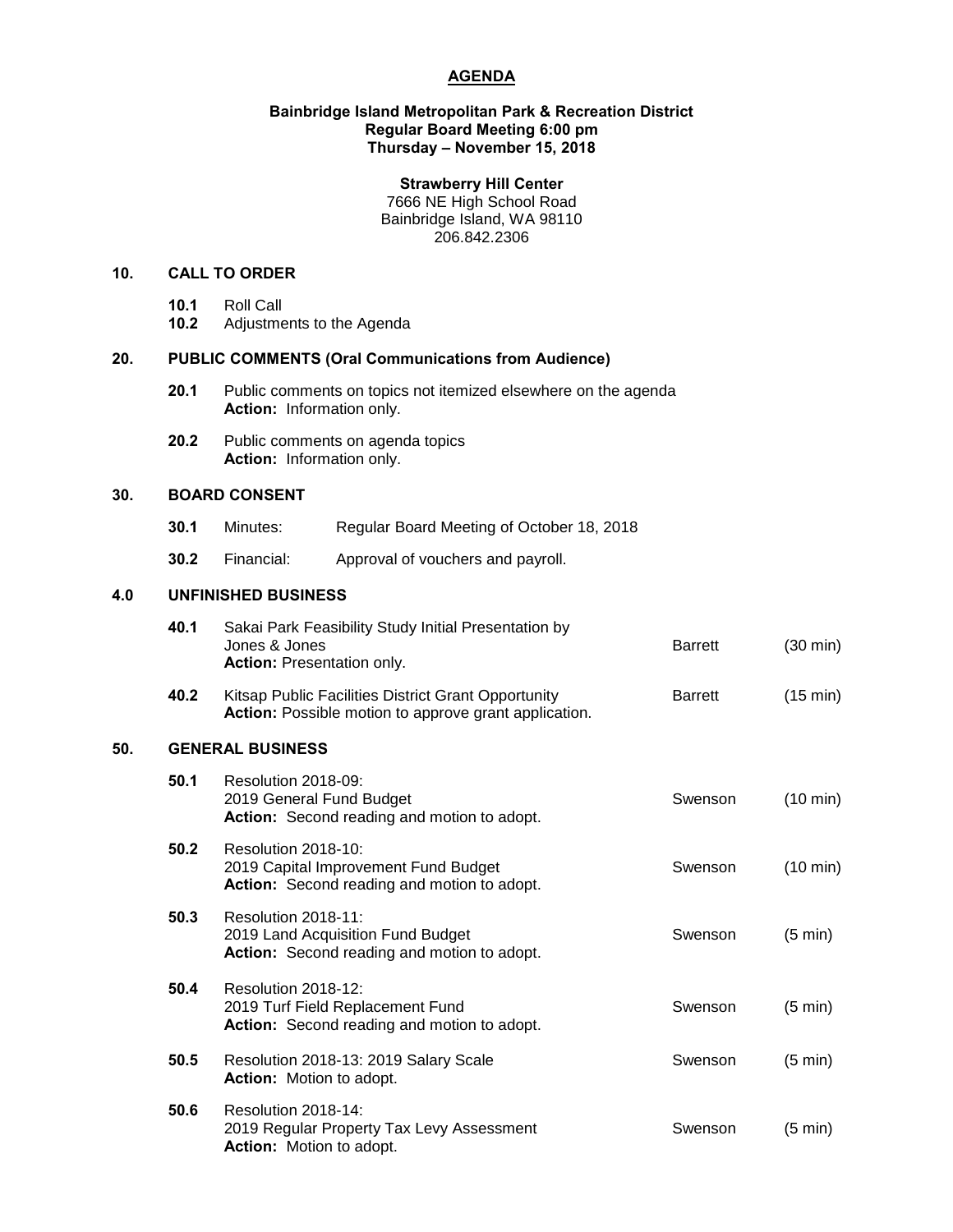# AGENDA

**Bainbridge Island Metropolitan Park & Recreation District**
**Regular Board Meeting 6:00 pm**
**Thursday – November 15, 2018**

**Strawberry Hill Center**
7666 NE High School Road
Bainbridge Island, WA 98110
206.842.2306

## 10. CALL TO ORDER

**10.1** Roll Call
**10.2** Adjustments to the Agenda

## 20. PUBLIC COMMENTS (Oral Communications from Audience)

**20.1** Public comments on topics not itemized elsewhere on the agenda
**Action:** Information only.

**20.2** Public comments on agenda topics
**Action:** Information only.

## 30. BOARD CONSENT

**30.1** Minutes: Regular Board Meeting of October 18, 2018

**30.2** Financial: Approval of vouchers and payroll.

## 4.0 UNFINISHED BUSINESS

| | | | |
|---|---|---|---|
| **40.1** | Sakai Park Feasibility Study Initial Presentation by Jones & Jones<br>**Action:** Presentation only. | Barrett | (30 min) |
| **40.2** | Kitsap Public Facilities District Grant Opportunity<br>**Action:** Possible motion to approve grant application. | Barrett | (15 min) |

## 50. GENERAL BUSINESS

| | | | |
|---|---|---|---|
| **50.1** | Resolution 2018-09:<br>2019 General Fund Budget<br>**Action:** Second reading and motion to adopt. | Swenson | (10 min) |
| **50.2** | Resolution 2018-10:<br>2019 Capital Improvement Fund Budget<br>**Action:** Second reading and motion to adopt. | Swenson | (10 min) |
| **50.3** | Resolution 2018-11:<br>2019 Land Acquisition Fund Budget<br>**Action:** Second reading and motion to adopt. | Swenson | (5 min) |
| **50.4** | Resolution 2018-12:<br>2019 Turf Field Replacement Fund<br>**Action:** Second reading and motion to adopt. | Swenson | (5 min) |
| **50.5** | Resolution 2018-13: 2019 Salary Scale<br>**Action:** Motion to adopt. | Swenson | (5 min) |
| **50.6** | Resolution 2018-14:<br>2019 Regular Property Tax Levy Assessment<br>**Action:** Motion to adopt. | Swenson | (5 min) |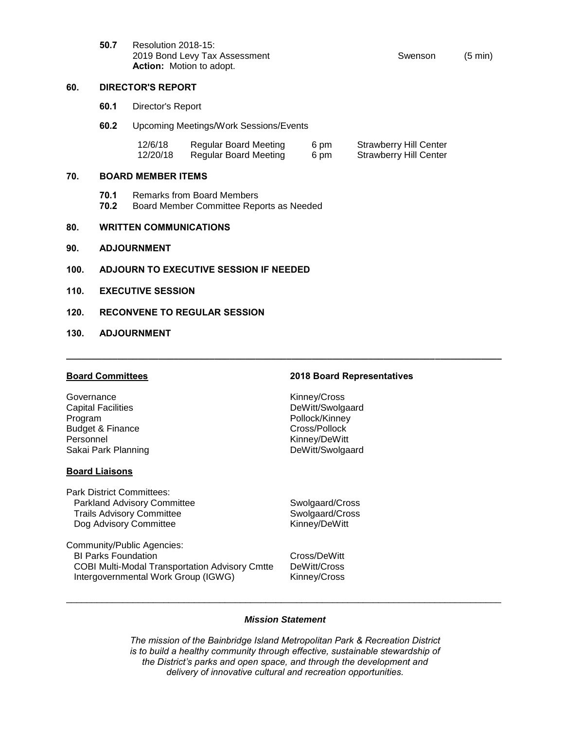**50.7** Resolution 2018-15:
2019 Bond Levy Tax Assessment — Swenson (5 min)
**Action:** Motion to adopt.

## 60. DIRECTOR'S REPORT

**60.1** Director's Report

**60.2** Upcoming Meetings/Work Sessions/Events

| | | | |
|---|---|---|---|
| 12/6/18 | Regular Board Meeting | 6 pm | Strawberry Hill Center |
| 12/20/18 | Regular Board Meeting | 6 pm | Strawberry Hill Center |

## 70. BOARD MEMBER ITEMS

**70.1** Remarks from Board Members
**70.2** Board Member Committee Reports as Needed

## 80. WRITTEN COMMUNICATIONS

## 90. ADJOURNMENT

## 100. ADJOURN TO EXECUTIVE SESSION IF NEEDED

## 110. EXECUTIVE SESSION

## 120. RECONVENE TO REGULAR SESSION

## 130. ADJOURNMENT

---

| Board Committees | 2018 Board Representatives |
|---|---|
| Governance | Kinney/Cross |
| Capital Facilities | DeWitt/Swolgaard |
| Program | Pollock/Kinney |
| Budget & Finance | Cross/Pollock |
| Personnel | Kinney/DeWitt |
| Sakai Park Planning | DeWitt/Swolgaard |

**Board Liaisons**

| | |
|---|---|
| Park District Committees: | |
| Parkland Advisory Committee | Swolgaard/Cross |
| Trails Advisory Committee | Swolgaard/Cross |
| Dog Advisory Committee | Kinney/DeWitt |
| Community/Public Agencies: | |
| BI Parks Foundation | Cross/DeWitt |
| COBI Multi-Modal Transportation Advisory Cmtte | DeWitt/Cross |
| Intergovernmental Work Group (IGWG) | Kinney/Cross |

---

***Mission Statement***

*The mission of the Bainbridge Island Metropolitan Park & Recreation District is to build a healthy community through effective, sustainable stewardship of the District's parks and open space, and through the development and delivery of innovative cultural and recreation opportunities.*